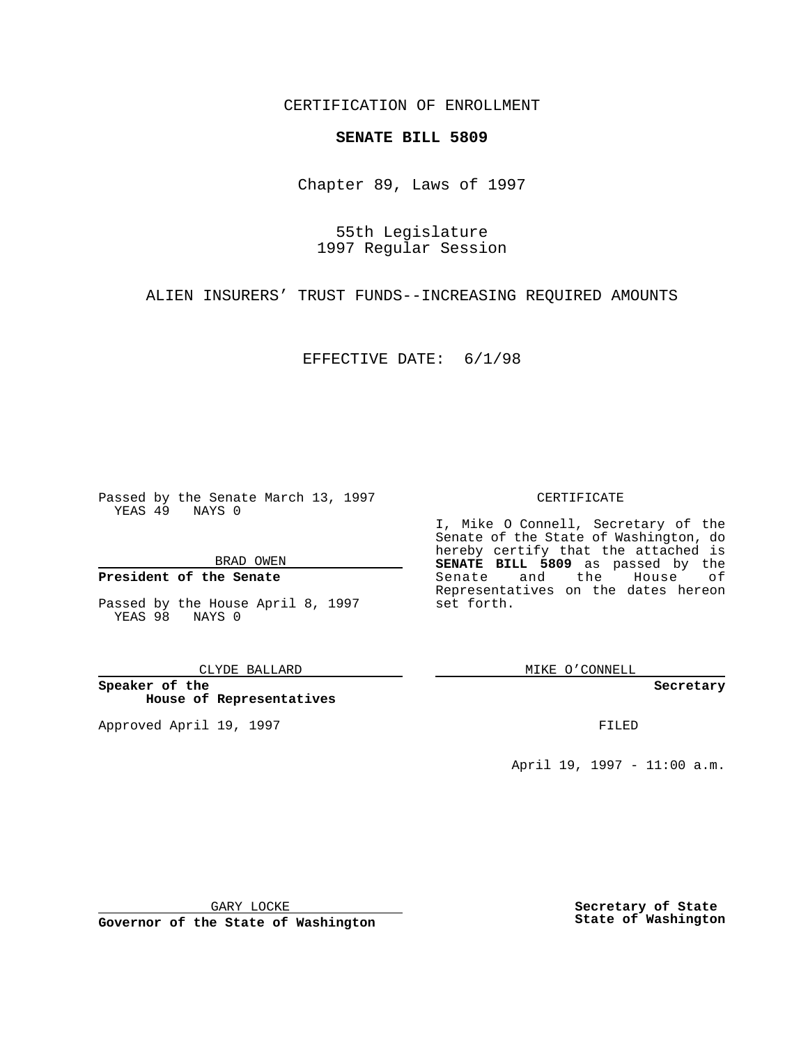CERTIFICATION OF ENROLLMENT

**SENATE BILL 5809**

Chapter 89, Laws of 1997

55th Legislature
1997 Regular Session

ALIEN INSURERS' TRUST FUNDS--INCREASING REQUIRED AMOUNTS

EFFECTIVE DATE: 6/1/98

Passed by the Senate March 13, 1997
YEAS 49 NAYS 0

BRAD OWEN

**President of the Senate**

Passed by the House April 8, 1997
YEAS 98 NAYS 0

CLYDE BALLARD

**Speaker of the House of Representatives**

Approved April 19, 1997

GARY LOCKE

**Governor of the State of Washington**

CERTIFICATE

I, Mike O Connell, Secretary of the Senate of the State of Washington, do hereby certify that the attached is **SENATE BILL 5809** as passed by the Senate and the House of Representatives on the dates hereon set forth.

MIKE O'CONNELL

**Secretary**

FILED

April 19, 1997 - 11:00 a.m.

**Secretary of State**
**State of Washington**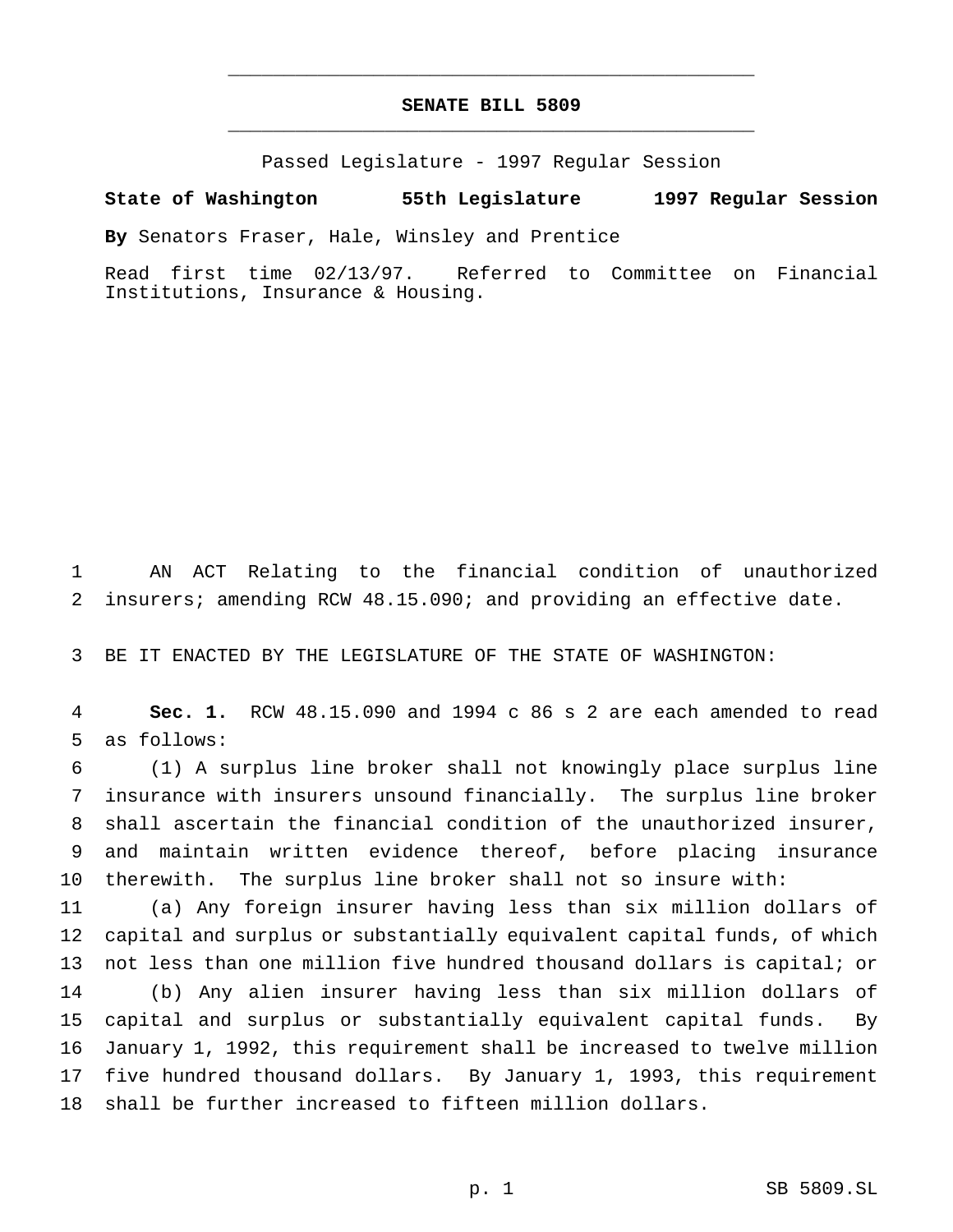# SENATE BILL 5809

Passed Legislature - 1997 Regular Session

**State of Washington 55th Legislature 1997 Regular Session**

**By** Senators Fraser, Hale, Winsley and Prentice

Read first time 02/13/97. Referred to Committee on Financial Institutions, Insurance & Housing.

AN ACT Relating to the financial condition of unauthorized insurers; amending RCW 48.15.090; and providing an effective date.

BE IT ENACTED BY THE LEGISLATURE OF THE STATE OF WASHINGTON:

**Sec. 1.** RCW 48.15.090 and 1994 c 86 s 2 are each amended to read as follows:

(1) A surplus line broker shall not knowingly place surplus line insurance with insurers unsound financially. The surplus line broker shall ascertain the financial condition of the unauthorized insurer, and maintain written evidence thereof, before placing insurance therewith. The surplus line broker shall not so insure with:

(a) Any foreign insurer having less than six million dollars of capital and surplus or substantially equivalent capital funds, of which not less than one million five hundred thousand dollars is capital; or

(b) Any alien insurer having less than six million dollars of capital and surplus or substantially equivalent capital funds. By January 1, 1992, this requirement shall be increased to twelve million five hundred thousand dollars. By January 1, 1993, this requirement shall be further increased to fifteen million dollars.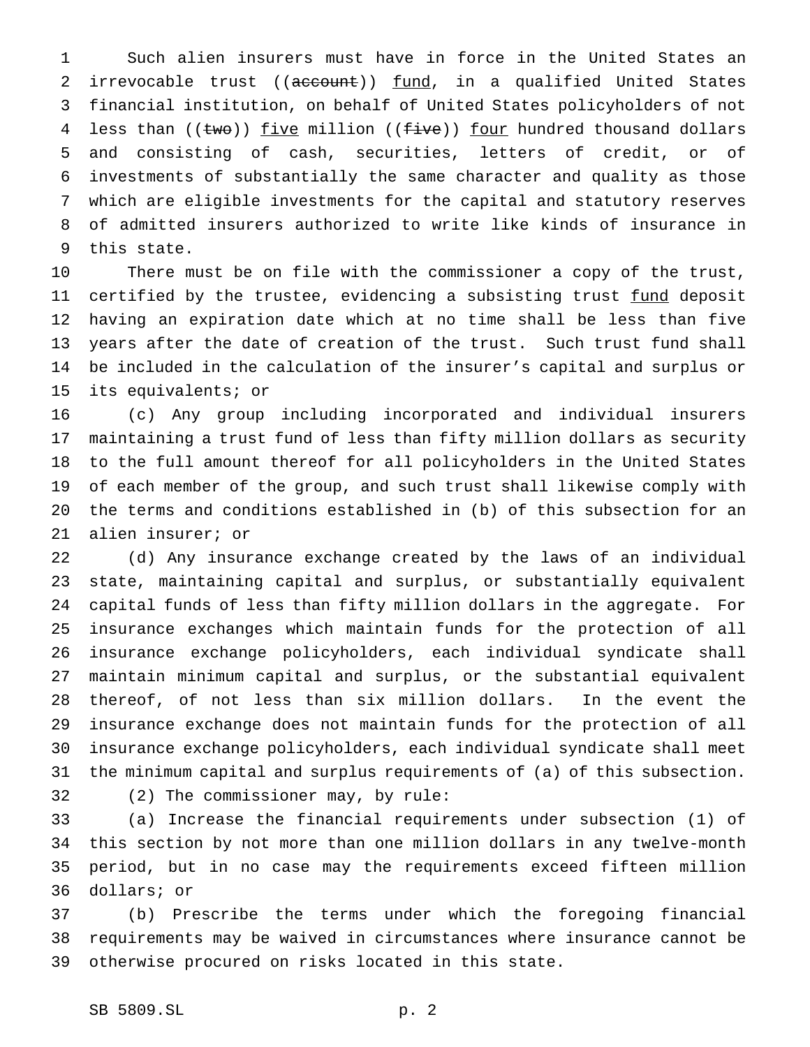Such alien insurers must have in force in the United States an irrevocable trust ((~~account~~)) <u>fund</u>, in a qualified United States financial institution, on behalf of United States policyholders of not less than ((~~two~~)) <u>five</u> million ((~~five~~)) <u>four</u> hundred thousand dollars and consisting of cash, securities, letters of credit, or of investments of substantially the same character and quality as those which are eligible investments for the capital and statutory reserves of admitted insurers authorized to write like kinds of insurance in this state.

There must be on file with the commissioner a copy of the trust, certified by the trustee, evidencing a subsisting trust <u>fund</u> deposit having an expiration date which at no time shall be less than five years after the date of creation of the trust. Such trust fund shall be included in the calculation of the insurer's capital and surplus or its equivalents; or

(c) Any group including incorporated and individual insurers maintaining a trust fund of less than fifty million dollars as security to the full amount thereof for all policyholders in the United States of each member of the group, and such trust shall likewise comply with the terms and conditions established in (b) of this subsection for an alien insurer; or

(d) Any insurance exchange created by the laws of an individual state, maintaining capital and surplus, or substantially equivalent capital funds of less than fifty million dollars in the aggregate. For insurance exchanges which maintain funds for the protection of all insurance exchange policyholders, each individual syndicate shall maintain minimum capital and surplus, or the substantial equivalent thereof, of not less than six million dollars. In the event the insurance exchange does not maintain funds for the protection of all insurance exchange policyholders, each individual syndicate shall meet the minimum capital and surplus requirements of (a) of this subsection.

(2) The commissioner may, by rule:

(a) Increase the financial requirements under subsection (1) of this section by not more than one million dollars in any twelve-month period, but in no case may the requirements exceed fifteen million dollars; or

(b) Prescribe the terms under which the foregoing financial requirements may be waived in circumstances where insurance cannot be otherwise procured on risks located in this state.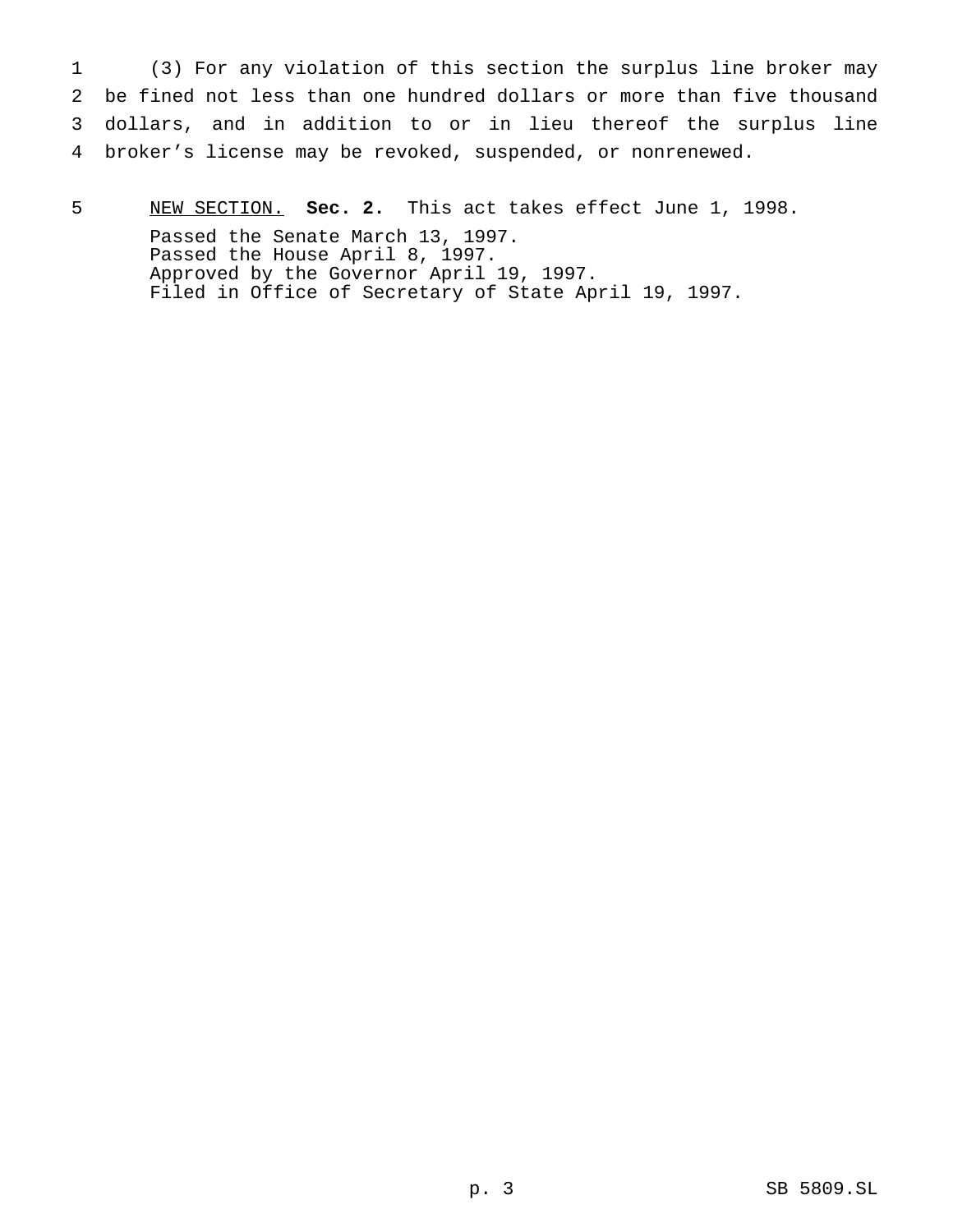(3) For any violation of this section the surplus line broker may be fined not less than one hundred dollars or more than five thousand dollars, and in addition to or in lieu thereof the surplus line broker's license may be revoked, suspended, or nonrenewed.

NEW SECTION. **Sec. 2.** This act takes effect June 1, 1998.

Passed the Senate March 13, 1997.
Passed the House April 8, 1997.
Approved by the Governor April 19, 1997.
Filed in Office of Secretary of State April 19, 1997.